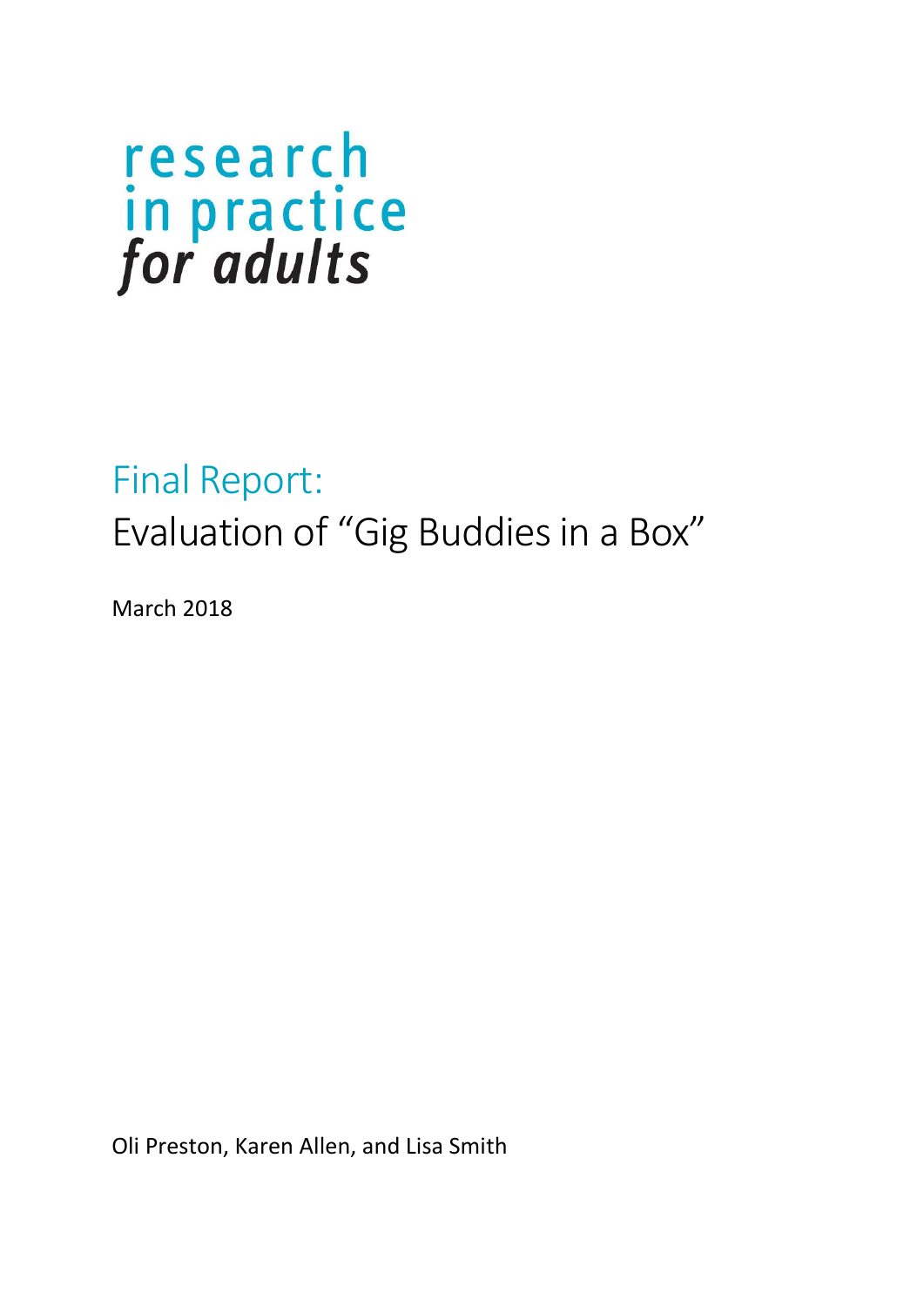research
in practice
*for adults*

# Final Report:

## Evaluation of “Gig Buddies in a Box”

March 2018

Oli Preston, Karen Allen, and Lisa Smith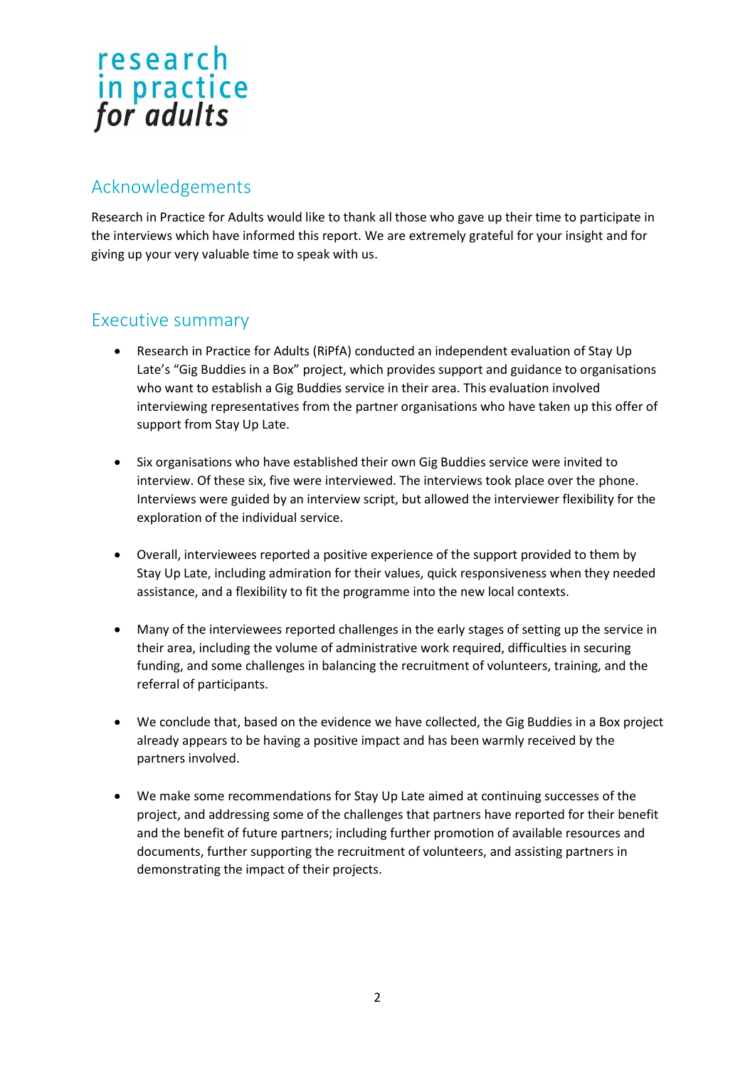## Acknowledgements

Research in Practice for Adults would like to thank all those who gave up their time to participate in the interviews which have informed this report. We are extremely grateful for your insight and for giving up your very valuable time to speak with us.

## Executive summary

- Research in Practice for Adults (RiPfA) conducted an independent evaluation of Stay Up Late's "Gig Buddies in a Box" project, which provides support and guidance to organisations who want to establish a Gig Buddies service in their area. This evaluation involved interviewing representatives from the partner organisations who have taken up this offer of support from Stay Up Late.

- Six organisations who have established their own Gig Buddies service were invited to interview. Of these six, five were interviewed. The interviews took place over the phone. Interviews were guided by an interview script, but allowed the interviewer flexibility for the exploration of the individual service.

- Overall, interviewees reported a positive experience of the support provided to them by Stay Up Late, including admiration for their values, quick responsiveness when they needed assistance, and a flexibility to fit the programme into the new local contexts.

- Many of the interviewees reported challenges in the early stages of setting up the service in their area, including the volume of administrative work required, difficulties in securing funding, and some challenges in balancing the recruitment of volunteers, training, and the referral of participants.

- We conclude that, based on the evidence we have collected, the Gig Buddies in a Box project already appears to be having a positive impact and has been warmly received by the partners involved.

- We make some recommendations for Stay Up Late aimed at continuing successes of the project, and addressing some of the challenges that partners have reported for their benefit and the benefit of future partners; including further promotion of available resources and documents, further supporting the recruitment of volunteers, and assisting partners in demonstrating the impact of their projects.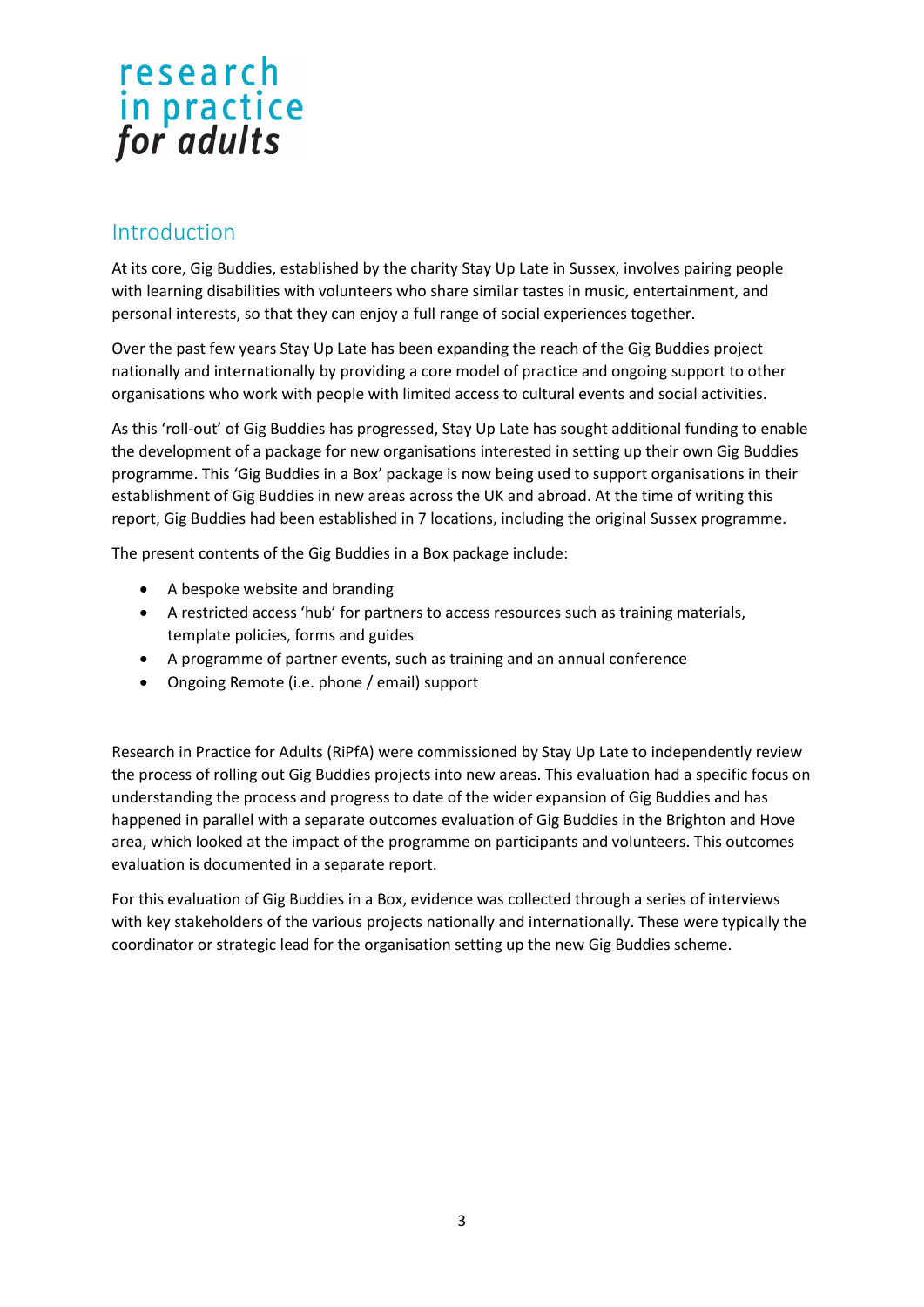## Introduction

At its core, Gig Buddies, established by the charity Stay Up Late in Sussex, involves pairing people with learning disabilities with volunteers who share similar tastes in music, entertainment, and personal interests, so that they can enjoy a full range of social experiences together.

Over the past few years Stay Up Late has been expanding the reach of the Gig Buddies project nationally and internationally by providing a core model of practice and ongoing support to other organisations who work with people with limited access to cultural events and social activities.

As this 'roll-out' of Gig Buddies has progressed, Stay Up Late has sought additional funding to enable the development of a package for new organisations interested in setting up their own Gig Buddies programme. This 'Gig Buddies in a Box' package is now being used to support organisations in their establishment of Gig Buddies in new areas across the UK and abroad. At the time of writing this report, Gig Buddies had been established in 7 locations, including the original Sussex programme.

The present contents of the Gig Buddies in a Box package include:

- A bespoke website and branding
- A restricted access 'hub' for partners to access resources such as training materials, template policies, forms and guides
- A programme of partner events, such as training and an annual conference
- Ongoing Remote (i.e. phone / email) support

Research in Practice for Adults (RiPfA) were commissioned by Stay Up Late to independently review the process of rolling out Gig Buddies projects into new areas. This evaluation had a specific focus on understanding the process and progress to date of the wider expansion of Gig Buddies and has happened in parallel with a separate outcomes evaluation of Gig Buddies in the Brighton and Hove area, which looked at the impact of the programme on participants and volunteers. This outcomes evaluation is documented in a separate report.

For this evaluation of Gig Buddies in a Box, evidence was collected through a series of interviews with key stakeholders of the various projects nationally and internationally. These were typically the coordinator or strategic lead for the organisation setting up the new Gig Buddies scheme.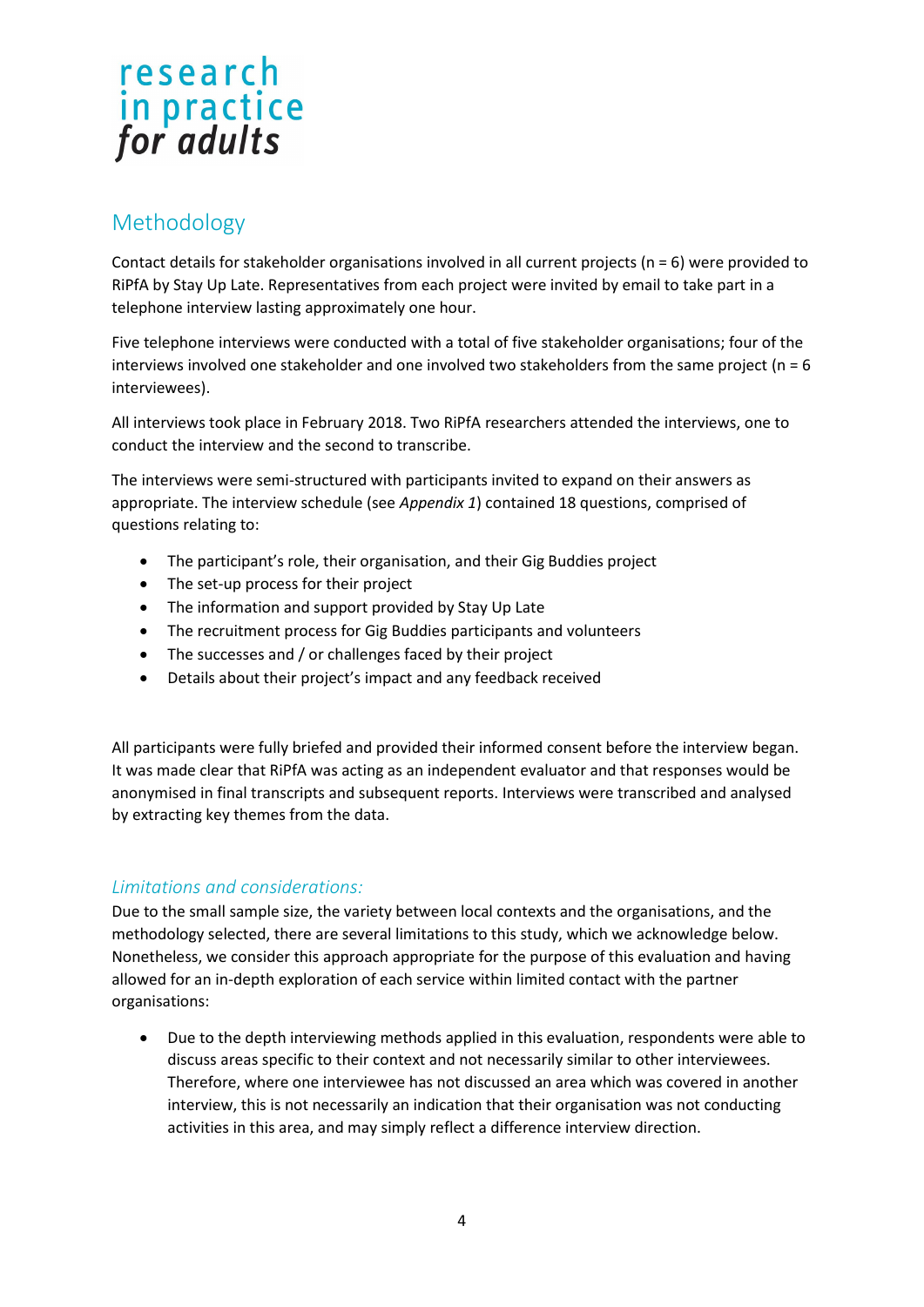research
in practice
*for adults*

## Methodology

Contact details for stakeholder organisations involved in all current projects (n = 6) were provided to RiPfA by Stay Up Late. Representatives from each project were invited by email to take part in a telephone interview lasting approximately one hour.

Five telephone interviews were conducted with a total of five stakeholder organisations; four of the interviews involved one stakeholder and one involved two stakeholders from the same project (n = 6 interviewees).

All interviews took place in February 2018. Two RiPfA researchers attended the interviews, one to conduct the interview and the second to transcribe.

The interviews were semi-structured with participants invited to expand on their answers as appropriate. The interview schedule (see *Appendix 1*) contained 18 questions, comprised of questions relating to:

- The participant's role, their organisation, and their Gig Buddies project
- The set-up process for their project
- The information and support provided by Stay Up Late
- The recruitment process for Gig Buddies participants and volunteers
- The successes and / or challenges faced by their project
- Details about their project's impact and any feedback received

All participants were fully briefed and provided their informed consent before the interview began. It was made clear that RiPfA was acting as an independent evaluator and that responses would be anonymised in final transcripts and subsequent reports. Interviews were transcribed and analysed by extracting key themes from the data.

### *Limitations and considerations:*

Due to the small sample size, the variety between local contexts and the organisations, and the methodology selected, there are several limitations to this study, which we acknowledge below. Nonetheless, we consider this approach appropriate for the purpose of this evaluation and having allowed for an in-depth exploration of each service within limited contact with the partner organisations:

- Due to the depth interviewing methods applied in this evaluation, respondents were able to discuss areas specific to their context and not necessarily similar to other interviewees. Therefore, where one interviewee has not discussed an area which was covered in another interview, this is not necessarily an indication that their organisation was not conducting activities in this area, and may simply reflect a difference interview direction.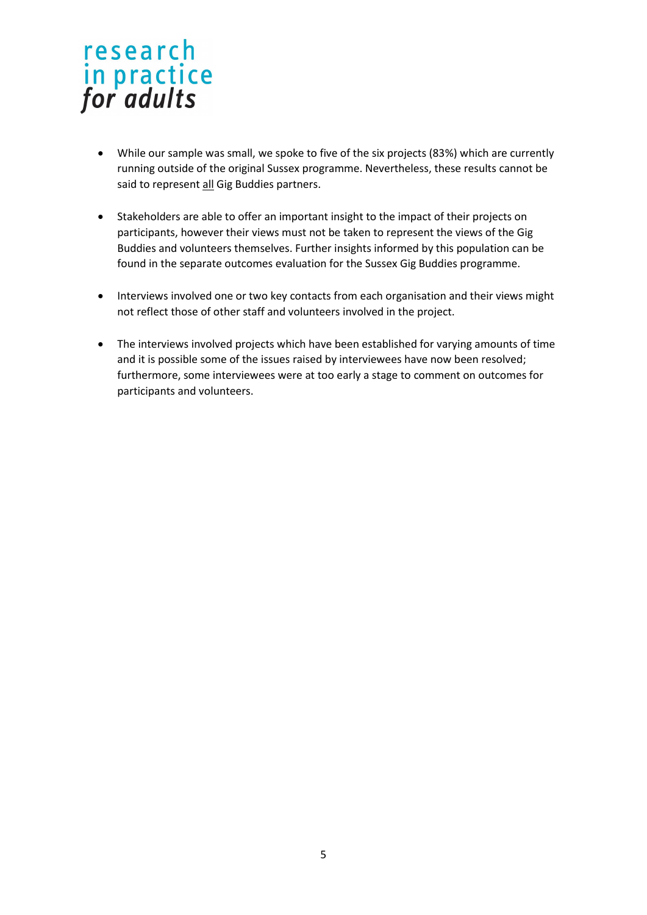- While our sample was small, we spoke to five of the six projects (83%) which are currently running outside of the original Sussex programme. Nevertheless, these results cannot be said to represent all Gig Buddies partners.

- Stakeholders are able to offer an important insight to the impact of their projects on participants, however their views must not be taken to represent the views of the Gig Buddies and volunteers themselves. Further insights informed by this population can be found in the separate outcomes evaluation for the Sussex Gig Buddies programme.

- Interviews involved one or two key contacts from each organisation and their views might not reflect those of other staff and volunteers involved in the project.

- The interviews involved projects which have been established for varying amounts of time and it is possible some of the issues raised by interviewees have now been resolved; furthermore, some interviewees were at too early a stage to comment on outcomes for participants and volunteers.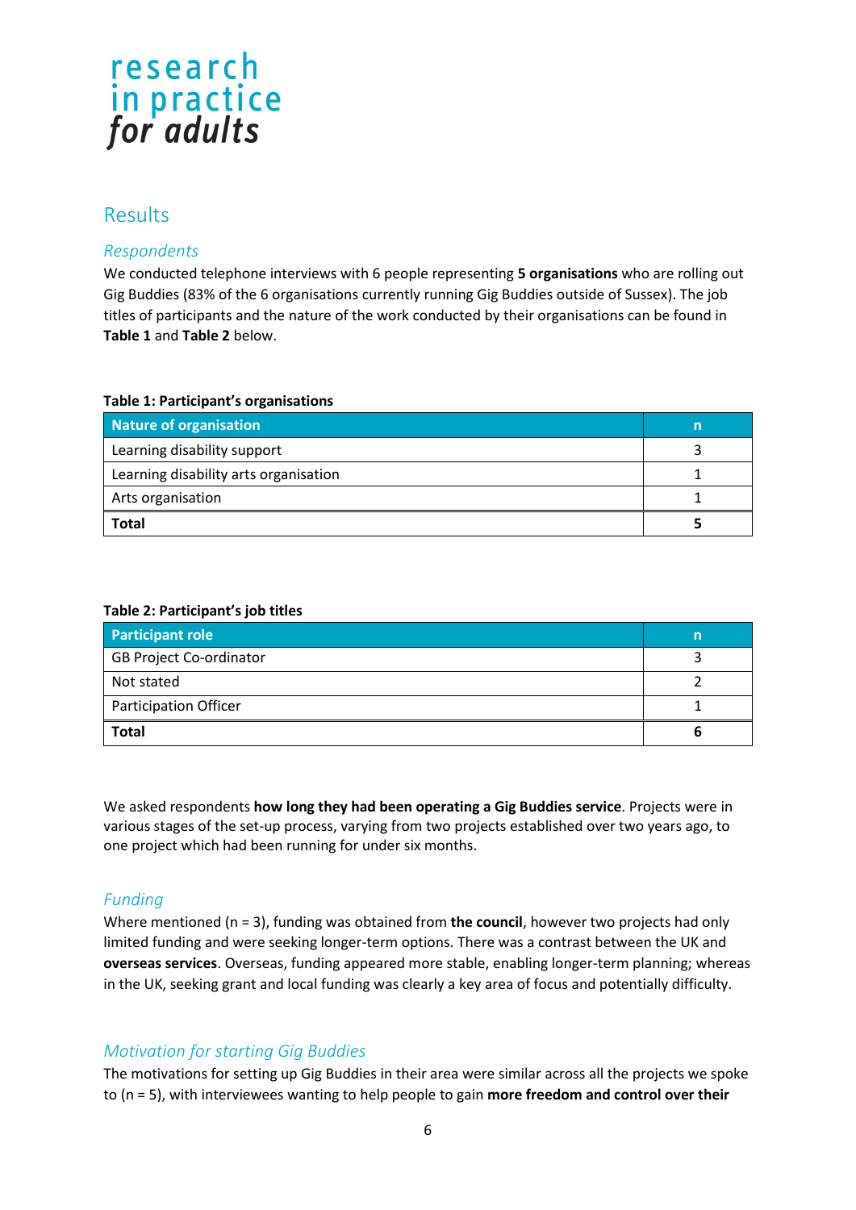## Results

### *Respondents*

We conducted telephone interviews with 6 people representing **5 organisations** who are rolling out Gig Buddies (83% of the 6 organisations currently running Gig Buddies outside of Sussex). The job titles of participants and the nature of the work conducted by their organisations can be found in **Table 1** and **Table 2** below.

**Table 1: Participant's organisations**

| Nature of organisation | n |
|---|---|
| Learning disability support | 3 |
| Learning disability arts organisation | 1 |
| Arts organisation | 1 |
| **Total** | **5** |

**Table 2: Participant's job titles**

| Participant role | n |
|---|---|
| GB Project Co-ordinator | 3 |
| Not stated | 2 |
| Participation Officer | 1 |
| **Total** | **6** |

We asked respondents **how long they had been operating a Gig Buddies service**. Projects were in various stages of the set-up process, varying from two projects established over two years ago, to one project which had been running for under six months.

### *Funding*

Where mentioned (n = 3), funding was obtained from **the council**, however two projects had only limited funding and were seeking longer-term options. There was a contrast between the UK and **overseas services**. Overseas, funding appeared more stable, enabling longer-term planning; whereas in the UK, seeking grant and local funding was clearly a key area of focus and potentially difficulty.

### *Motivation for starting Gig Buddies*

The motivations for setting up Gig Buddies in their area were similar across all the projects we spoke to (n = 5), with interviewees wanting to help people to gain **more freedom and control over their**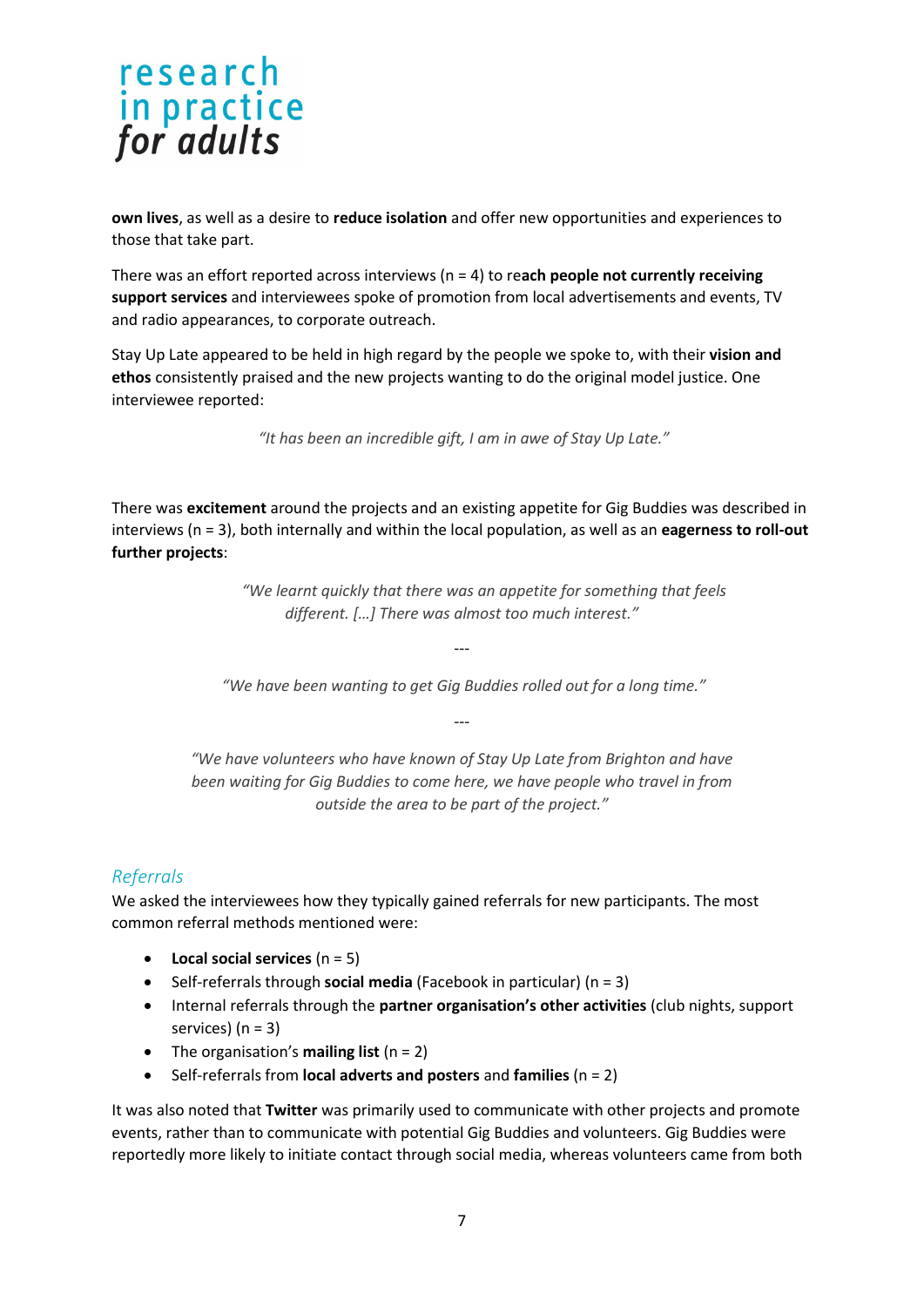**own lives**, as well as a desire to **reduce isolation** and offer new opportunities and experiences to those that take part.

There was an effort reported across interviews (n = 4) to re**ach people not currently receiving support services** and interviewees spoke of promotion from local advertisements and events, TV and radio appearances, to corporate outreach.

Stay Up Late appeared to be held in high regard by the people we spoke to, with their **vision and ethos** consistently praised and the new projects wanting to do the original model justice. One interviewee reported:

> *"It has been an incredible gift, I am in awe of Stay Up Late."*

There was **excitement** around the projects and an existing appetite for Gig Buddies was described in interviews (n = 3), both internally and within the local population, as well as an **eagerness to roll-out further projects**:

> *"We learnt quickly that there was an appetite for something that feels different. […] There was almost too much interest."*

---

> *"We have been wanting to get Gig Buddies rolled out for a long time."*

---

> *"We have volunteers who have known of Stay Up Late from Brighton and have been waiting for Gig Buddies to come here, we have people who travel in from outside the area to be part of the project."*

### *Referrals*

We asked the interviewees how they typically gained referrals for new participants. The most common referral methods mentioned were:

- **Local social services** (n = 5)
- Self-referrals through **social media** (Facebook in particular) (n = 3)
- Internal referrals through the **partner organisation's other activities** (club nights, support services) (n = 3)
- The organisation's **mailing list** (n = 2)
- Self-referrals from **local adverts and posters** and **families** (n = 2)

It was also noted that **Twitter** was primarily used to communicate with other projects and promote events, rather than to communicate with potential Gig Buddies and volunteers. Gig Buddies were reportedly more likely to initiate contact through social media, whereas volunteers came from both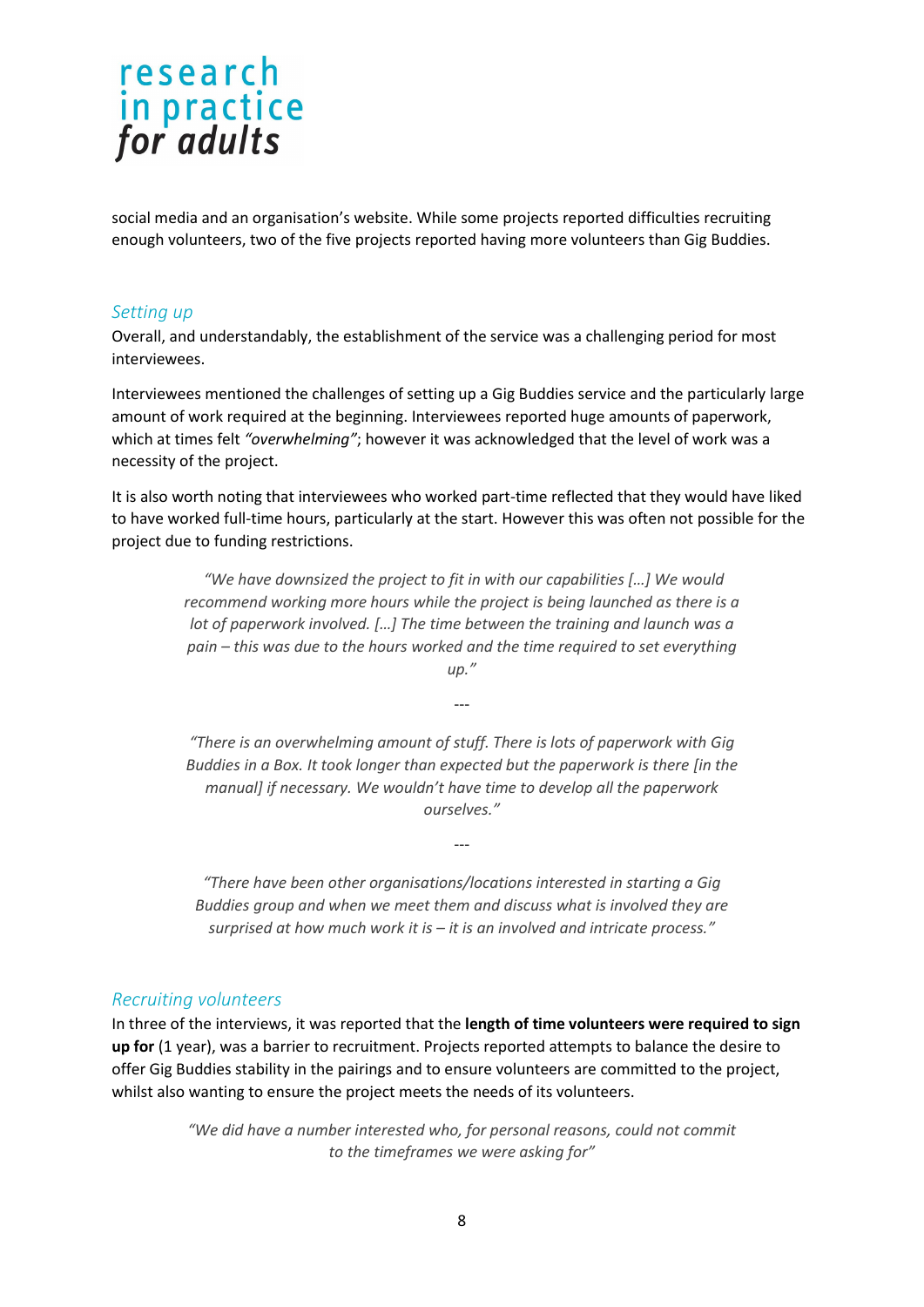social media and an organisation's website. While some projects reported difficulties recruiting enough volunteers, two of the five projects reported having more volunteers than Gig Buddies.

### *Setting up*

Overall, and understandably, the establishment of the service was a challenging period for most interviewees.

Interviewees mentioned the challenges of setting up a Gig Buddies service and the particularly large amount of work required at the beginning. Interviewees reported huge amounts of paperwork, which at times felt *"overwhelming"*; however it was acknowledged that the level of work was a necessity of the project.

It is also worth noting that interviewees who worked part-time reflected that they would have liked to have worked full-time hours, particularly at the start. However this was often not possible for the project due to funding restrictions.

> *"We have downsized the project to fit in with our capabilities […] We would recommend working more hours while the project is being launched as there is a lot of paperwork involved. […] The time between the training and launch was a pain – this was due to the hours worked and the time required to set everything up."*
>
> ---
>
> *"There is an overwhelming amount of stuff. There is lots of paperwork with Gig Buddies in a Box. It took longer than expected but the paperwork is there [in the manual] if necessary. We wouldn't have time to develop all the paperwork ourselves."*
>
> ---
>
> *"There have been other organisations/locations interested in starting a Gig Buddies group and when we meet them and discuss what is involved they are surprised at how much work it is – it is an involved and intricate process."*

### *Recruiting volunteers*

In three of the interviews, it was reported that the **length of time volunteers were required to sign up for** (1 year), was a barrier to recruitment. Projects reported attempts to balance the desire to offer Gig Buddies stability in the pairings and to ensure volunteers are committed to the project, whilst also wanting to ensure the project meets the needs of its volunteers.

> *"We did have a number interested who, for personal reasons, could not commit to the timeframes we were asking for"*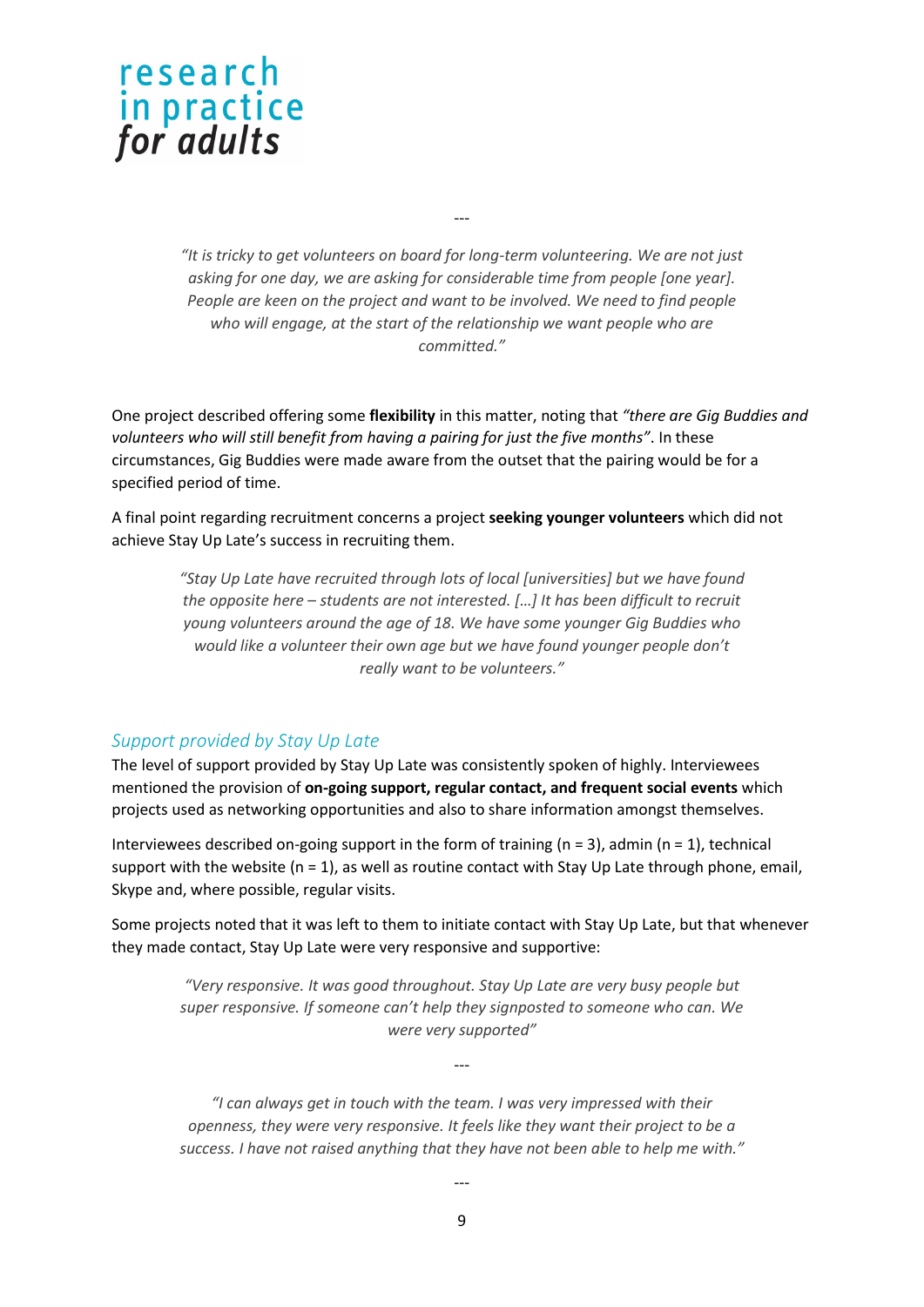---

> *"It is tricky to get volunteers on board for long-term volunteering. We are not just asking for one day, we are asking for considerable time from people [one year]. People are keen on the project and want to be involved. We need to find people who will engage, at the start of the relationship we want people who are committed."*

One project described offering some **flexibility** in this matter, noting that *"there are Gig Buddies and volunteers who will still benefit from having a pairing for just the five months"*. In these circumstances, Gig Buddies were made aware from the outset that the pairing would be for a specified period of time.

A final point regarding recruitment concerns a project **seeking younger volunteers** which did not achieve Stay Up Late's success in recruiting them.

> *"Stay Up Late have recruited through lots of local [universities] but we have found the opposite here – students are not interested. […] It has been difficult to recruit young volunteers around the age of 18. We have some younger Gig Buddies who would like a volunteer their own age but we have found younger people don't really want to be volunteers."*

### *Support provided by Stay Up Late*

The level of support provided by Stay Up Late was consistently spoken of highly. Interviewees mentioned the provision of **on-going support, regular contact, and frequent social events** which projects used as networking opportunities and also to share information amongst themselves.

Interviewees described on-going support in the form of training (n = 3), admin (n = 1), technical support with the website (n = 1), as well as routine contact with Stay Up Late through phone, email, Skype and, where possible, regular visits.

Some projects noted that it was left to them to initiate contact with Stay Up Late, but that whenever they made contact, Stay Up Late were very responsive and supportive:

> *"Very responsive. It was good throughout. Stay Up Late are very busy people but super responsive. If someone can't help they signposted to someone who can. We were very supported"*

---

> *"I can always get in touch with the team. I was very impressed with their openness, they were very responsive. It feels like they want their project to be a success. I have not raised anything that they have not been able to help me with."*

---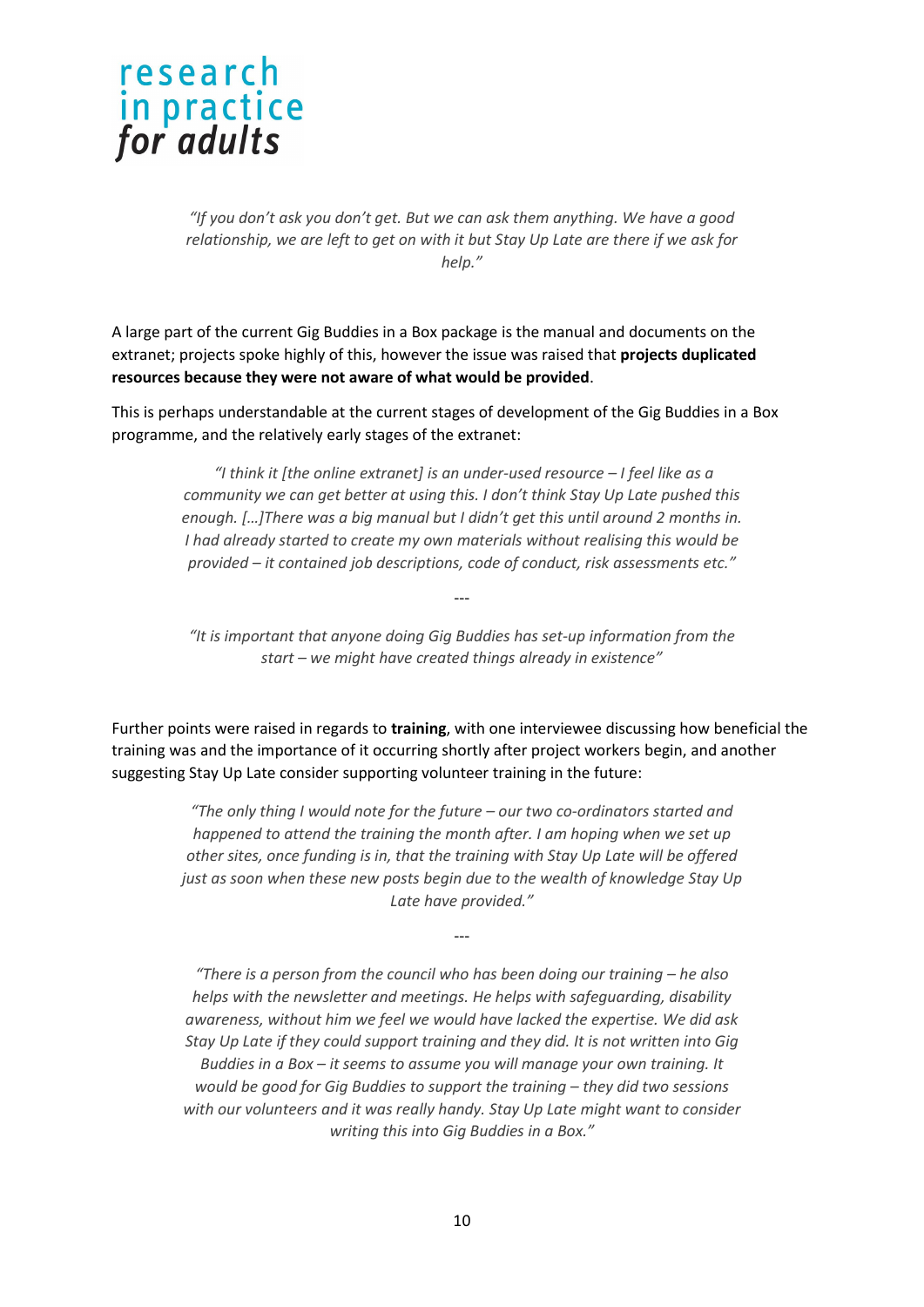> *"If you don't ask you don't get. But we can ask them anything. We have a good relationship, we are left to get on with it but Stay Up Late are there if we ask for help."*

A large part of the current Gig Buddies in a Box package is the manual and documents on the extranet; projects spoke highly of this, however the issue was raised that **projects duplicated resources because they were not aware of what would be provided**.

This is perhaps understandable at the current stages of development of the Gig Buddies in a Box programme, and the relatively early stages of the extranet:

> *"I think it [the online extranet] is an under-used resource – I feel like as a community we can get better at using this. I don't think Stay Up Late pushed this enough. […]There was a big manual but I didn't get this until around 2 months in. I had already started to create my own materials without realising this would be provided – it contained job descriptions, code of conduct, risk assessments etc."*
>
> ---
>
> *"It is important that anyone doing Gig Buddies has set-up information from the start – we might have created things already in existence"*

Further points were raised in regards to **training**, with one interviewee discussing how beneficial the training was and the importance of it occurring shortly after project workers begin, and another suggesting Stay Up Late consider supporting volunteer training in the future:

> *"The only thing I would note for the future – our two co-ordinators started and happened to attend the training the month after. I am hoping when we set up other sites, once funding is in, that the training with Stay Up Late will be offered just as soon when these new posts begin due to the wealth of knowledge Stay Up Late have provided."*
>
> ---
>
> *"There is a person from the council who has been doing our training – he also helps with the newsletter and meetings. He helps with safeguarding, disability awareness, without him we feel we would have lacked the expertise. We did ask Stay Up Late if they could support training and they did. It is not written into Gig Buddies in a Box – it seems to assume you will manage your own training. It would be good for Gig Buddies to support the training – they did two sessions with our volunteers and it was really handy. Stay Up Late might want to consider writing this into Gig Buddies in a Box."*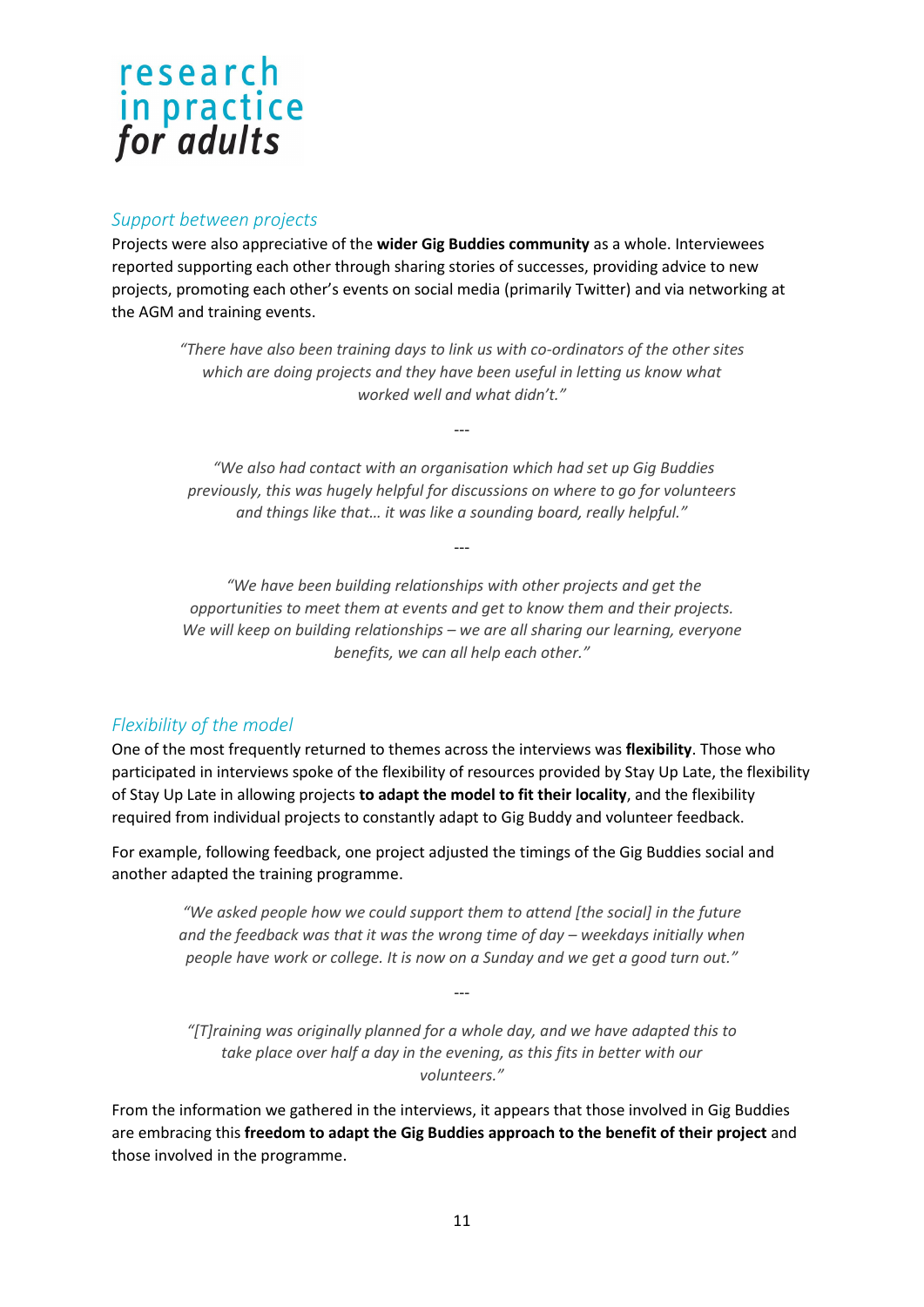### *Support between projects*

Projects were also appreciative of the **wider Gig Buddies community** as a whole. Interviewees reported supporting each other through sharing stories of successes, providing advice to new projects, promoting each other's events on social media (primarily Twitter) and via networking at the AGM and training events.

> *"There have also been training days to link us with co-ordinators of the other sites which are doing projects and they have been useful in letting us know what worked well and what didn't."*
>
> ---
>
> *"We also had contact with an organisation which had set up Gig Buddies previously, this was hugely helpful for discussions on where to go for volunteers and things like that… it was like a sounding board, really helpful."*
>
> ---
>
> *"We have been building relationships with other projects and get the opportunities to meet them at events and get to know them and their projects. We will keep on building relationships – we are all sharing our learning, everyone benefits, we can all help each other."*

### *Flexibility of the model*

One of the most frequently returned to themes across the interviews was **flexibility**. Those who participated in interviews spoke of the flexibility of resources provided by Stay Up Late, the flexibility of Stay Up Late in allowing projects **to adapt the model to fit their locality**, and the flexibility required from individual projects to constantly adapt to Gig Buddy and volunteer feedback.

For example, following feedback, one project adjusted the timings of the Gig Buddies social and another adapted the training programme.

> *"We asked people how we could support them to attend [the social] in the future and the feedback was that it was the wrong time of day – weekdays initially when people have work or college. It is now on a Sunday and we get a good turn out."*
>
> ---
>
> *"[T]raining was originally planned for a whole day, and we have adapted this to take place over half a day in the evening, as this fits in better with our volunteers."*

From the information we gathered in the interviews, it appears that those involved in Gig Buddies are embracing this **freedom to adapt the Gig Buddies approach to the benefit of their project** and those involved in the programme.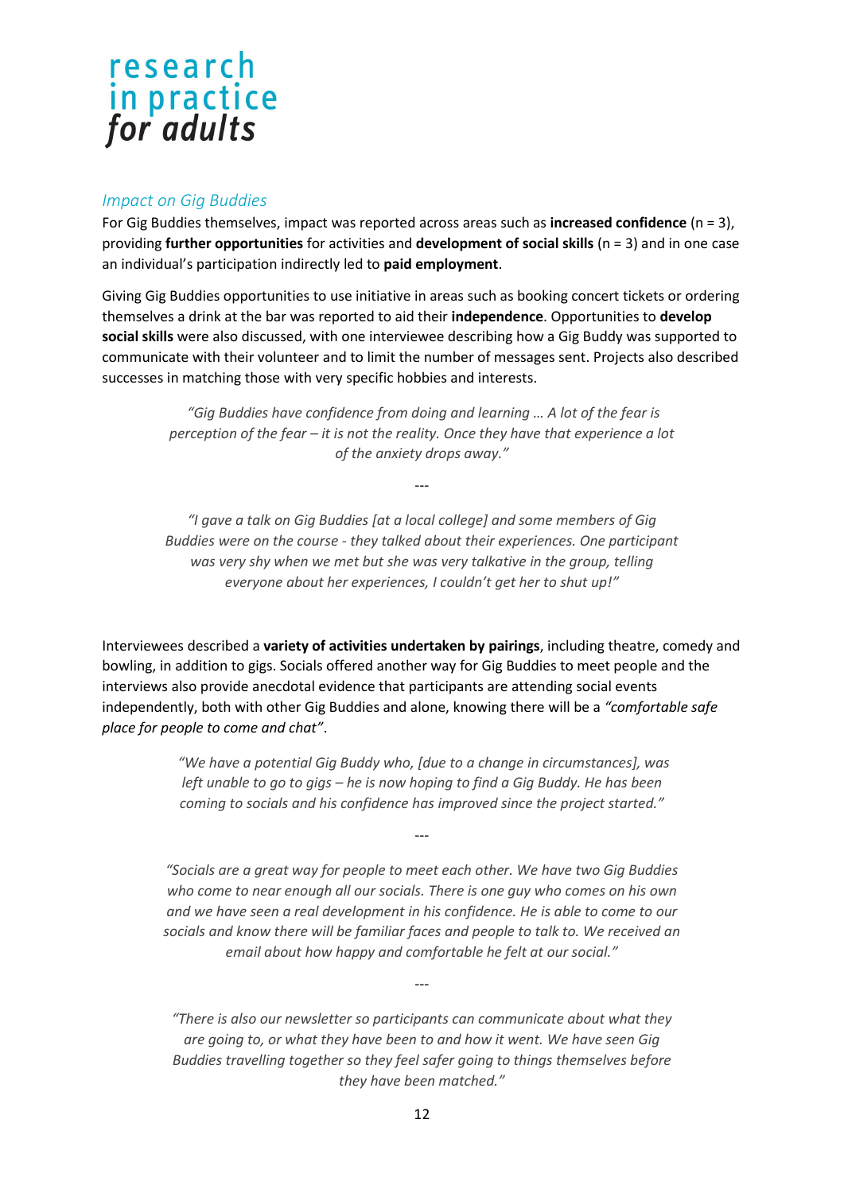### *Impact on Gig Buddies*

For Gig Buddies themselves, impact was reported across areas such as **increased confidence** (n = 3), providing **further opportunities** for activities and **development of social skills** (n = 3) and in one case an individual's participation indirectly led to **paid employment**.

Giving Gig Buddies opportunities to use initiative in areas such as booking concert tickets or ordering themselves a drink at the bar was reported to aid their **independence**. Opportunities to **develop social skills** were also discussed, with one interviewee describing how a Gig Buddy was supported to communicate with their volunteer and to limit the number of messages sent. Projects also described successes in matching those with very specific hobbies and interests.

> *"Gig Buddies have confidence from doing and learning … A lot of the fear is perception of the fear – it is not the reality. Once they have that experience a lot of the anxiety drops away."*

---

> *"I gave a talk on Gig Buddies [at a local college] and some members of Gig Buddies were on the course - they talked about their experiences. One participant was very shy when we met but she was very talkative in the group, telling everyone about her experiences, I couldn't get her to shut up!"*

Interviewees described a **variety of activities undertaken by pairings**, including theatre, comedy and bowling, in addition to gigs. Socials offered another way for Gig Buddies to meet people and the interviews also provide anecdotal evidence that participants are attending social events independently, both with other Gig Buddies and alone, knowing there will be a *"comfortable safe place for people to come and chat"*.

> *"We have a potential Gig Buddy who, [due to a change in circumstances], was left unable to go to gigs – he is now hoping to find a Gig Buddy. He has been coming to socials and his confidence has improved since the project started."*

---

> *"Socials are a great way for people to meet each other. We have two Gig Buddies who come to near enough all our socials. There is one guy who comes on his own and we have seen a real development in his confidence. He is able to come to our socials and know there will be familiar faces and people to talk to. We received an email about how happy and comfortable he felt at our social."*

---

> *"There is also our newsletter so participants can communicate about what they are going to, or what they have been to and how it went. We have seen Gig Buddies travelling together so they feel safer going to things themselves before they have been matched."*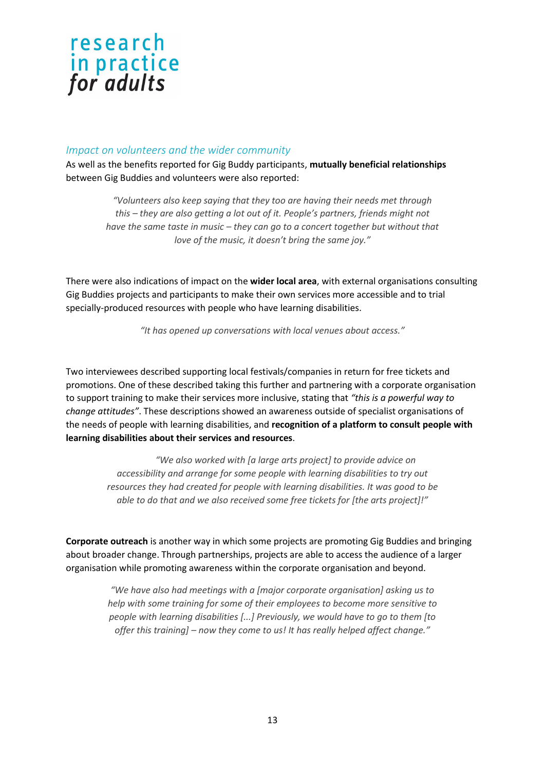### *Impact on volunteers and the wider community*

As well as the benefits reported for Gig Buddy participants, **mutually beneficial relationships** between Gig Buddies and volunteers were also reported:

> *"Volunteers also keep saying that they too are having their needs met through this – they are also getting a lot out of it. People's partners, friends might not have the same taste in music – they can go to a concert together but without that love of the music, it doesn't bring the same joy."*

There were also indications of impact on the **wider local area**, with external organisations consulting Gig Buddies projects and participants to make their own services more accessible and to trial specially-produced resources with people who have learning disabilities.

> *"It has opened up conversations with local venues about access."*

Two interviewees described supporting local festivals/companies in return for free tickets and promotions. One of these described taking this further and partnering with a corporate organisation to support training to make their services more inclusive, stating that *"this is a powerful way to change attitudes"*. These descriptions showed an awareness outside of specialist organisations of the needs of people with learning disabilities, and **recognition of a platform to consult people with learning disabilities about their services and resources**.

> *"We also worked with [a large arts project] to provide advice on accessibility and arrange for some people with learning disabilities to try out resources they had created for people with learning disabilities. It was good to be able to do that and we also received some free tickets for [the arts project]!"*

**Corporate outreach** is another way in which some projects are promoting Gig Buddies and bringing about broader change. Through partnerships, projects are able to access the audience of a larger organisation while promoting awareness within the corporate organisation and beyond.

> *"We have also had meetings with a [major corporate organisation] asking us to help with some training for some of their employees to become more sensitive to people with learning disabilities [...] Previously, we would have to go to them [to offer this training] – now they come to us! It has really helped affect change."*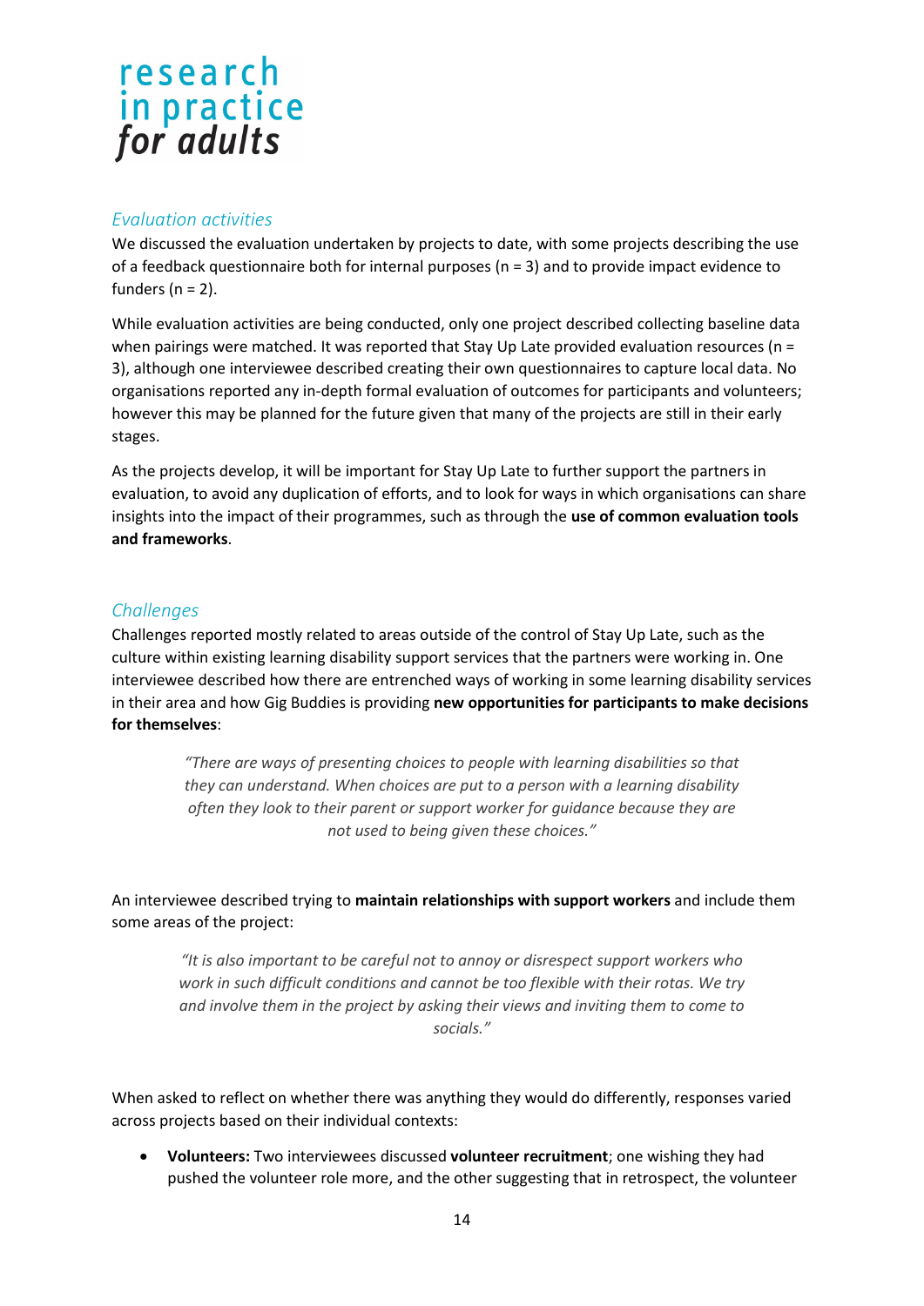### *Evaluation activities*

We discussed the evaluation undertaken by projects to date, with some projects describing the use of a feedback questionnaire both for internal purposes (n = 3) and to provide impact evidence to funders (n = 2).

While evaluation activities are being conducted, only one project described collecting baseline data when pairings were matched. It was reported that Stay Up Late provided evaluation resources (n = 3), although one interviewee described creating their own questionnaires to capture local data. No organisations reported any in-depth formal evaluation of outcomes for participants and volunteers; however this may be planned for the future given that many of the projects are still in their early stages.

As the projects develop, it will be important for Stay Up Late to further support the partners in evaluation, to avoid any duplication of efforts, and to look for ways in which organisations can share insights into the impact of their programmes, such as through the **use of common evaluation tools and frameworks**.

### *Challenges*

Challenges reported mostly related to areas outside of the control of Stay Up Late, such as the culture within existing learning disability support services that the partners were working in. One interviewee described how there are entrenched ways of working in some learning disability services in their area and how Gig Buddies is providing **new opportunities for participants to make decisions for themselves**:

> *"There are ways of presenting choices to people with learning disabilities so that they can understand. When choices are put to a person with a learning disability often they look to their parent or support worker for guidance because they are not used to being given these choices."*

An interviewee described trying to **maintain relationships with support workers** and include them some areas of the project:

> *"It is also important to be careful not to annoy or disrespect support workers who work in such difficult conditions and cannot be too flexible with their rotas. We try and involve them in the project by asking their views and inviting them to come to socials."*

When asked to reflect on whether there was anything they would do differently, responses varied across projects based on their individual contexts:

- **Volunteers:** Two interviewees discussed **volunteer recruitment**; one wishing they had pushed the volunteer role more, and the other suggesting that in retrospect, the volunteer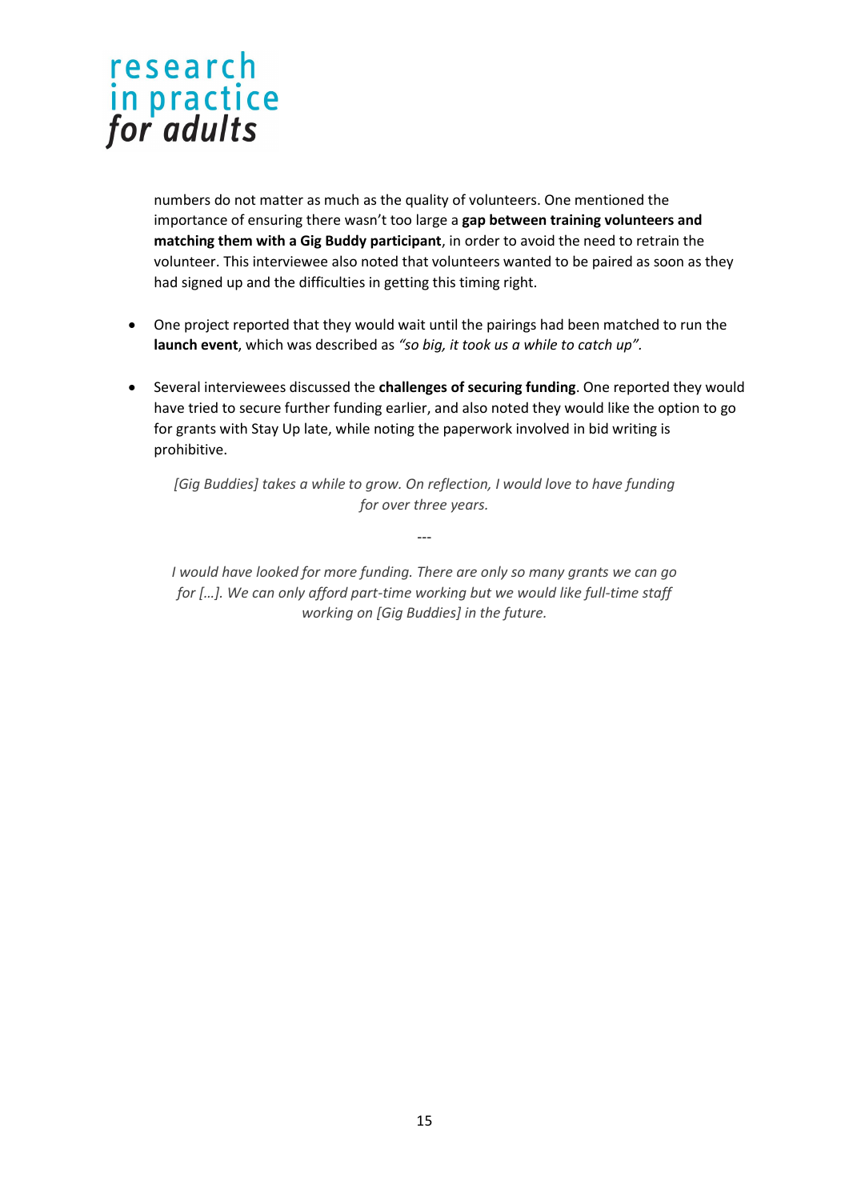numbers do not matter as much as the quality of volunteers. One mentioned the importance of ensuring there wasn't too large a **gap between training volunteers and matching them with a Gig Buddy participant**, in order to avoid the need to retrain the volunteer. This interviewee also noted that volunteers wanted to be paired as soon as they had signed up and the difficulties in getting this timing right.

- One project reported that they would wait until the pairings had been matched to run the **launch event**, which was described as *"so big, it took us a while to catch up"*.

- Several interviewees discussed the **challenges of securing funding**. One reported they would have tried to secure further funding earlier, and also noted they would like the option to go for grants with Stay Up late, while noting the paperwork involved in bid writing is prohibitive.

  *[Gig Buddies] takes a while to grow. On reflection, I would love to have funding for over three years.*

  ---

  *I would have looked for more funding. There are only so many grants we can go for […]. We can only afford part-time working but we would like full-time staff working on [Gig Buddies] in the future.*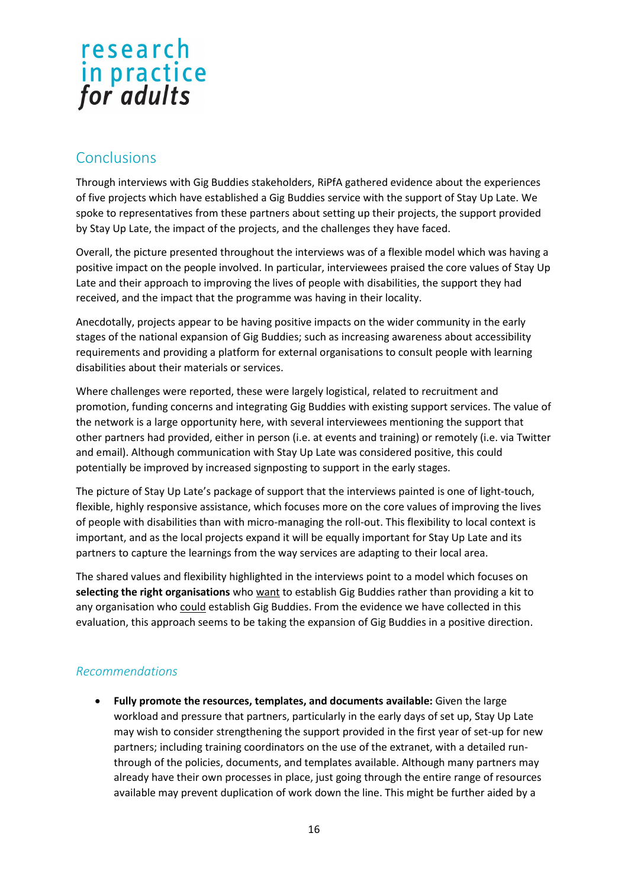## Conclusions

Through interviews with Gig Buddies stakeholders, RiPfA gathered evidence about the experiences of five projects which have established a Gig Buddies service with the support of Stay Up Late. We spoke to representatives from these partners about setting up their projects, the support provided by Stay Up Late, the impact of the projects, and the challenges they have faced.

Overall, the picture presented throughout the interviews was of a flexible model which was having a positive impact on the people involved. In particular, interviewees praised the core values of Stay Up Late and their approach to improving the lives of people with disabilities, the support they had received, and the impact that the programme was having in their locality.

Anecdotally, projects appear to be having positive impacts on the wider community in the early stages of the national expansion of Gig Buddies; such as increasing awareness about accessibility requirements and providing a platform for external organisations to consult people with learning disabilities about their materials or services.

Where challenges were reported, these were largely logistical, related to recruitment and promotion, funding concerns and integrating Gig Buddies with existing support services. The value of the network is a large opportunity here, with several interviewees mentioning the support that other partners had provided, either in person (i.e. at events and training) or remotely (i.e. via Twitter and email). Although communication with Stay Up Late was considered positive, this could potentially be improved by increased signposting to support in the early stages.

The picture of Stay Up Late's package of support that the interviews painted is one of light-touch, flexible, highly responsive assistance, which focuses more on the core values of improving the lives of people with disabilities than with micro-managing the roll-out. This flexibility to local context is important, and as the local projects expand it will be equally important for Stay Up Late and its partners to capture the learnings from the way services are adapting to their local area.

The shared values and flexibility highlighted in the interviews point to a model which focuses on **selecting the right organisations** who <u>want</u> to establish Gig Buddies rather than providing a kit to any organisation who <u>could</u> establish Gig Buddies. From the evidence we have collected in this evaluation, this approach seems to be taking the expansion of Gig Buddies in a positive direction.

### *Recommendations*

- **Fully promote the resources, templates, and documents available:** Given the large workload and pressure that partners, particularly in the early days of set up, Stay Up Late may wish to consider strengthening the support provided in the first year of set-up for new partners; including training coordinators on the use of the extranet, with a detailed run-through of the policies, documents, and templates available. Although many partners may already have their own processes in place, just going through the entire range of resources available may prevent duplication of work down the line. This might be further aided by a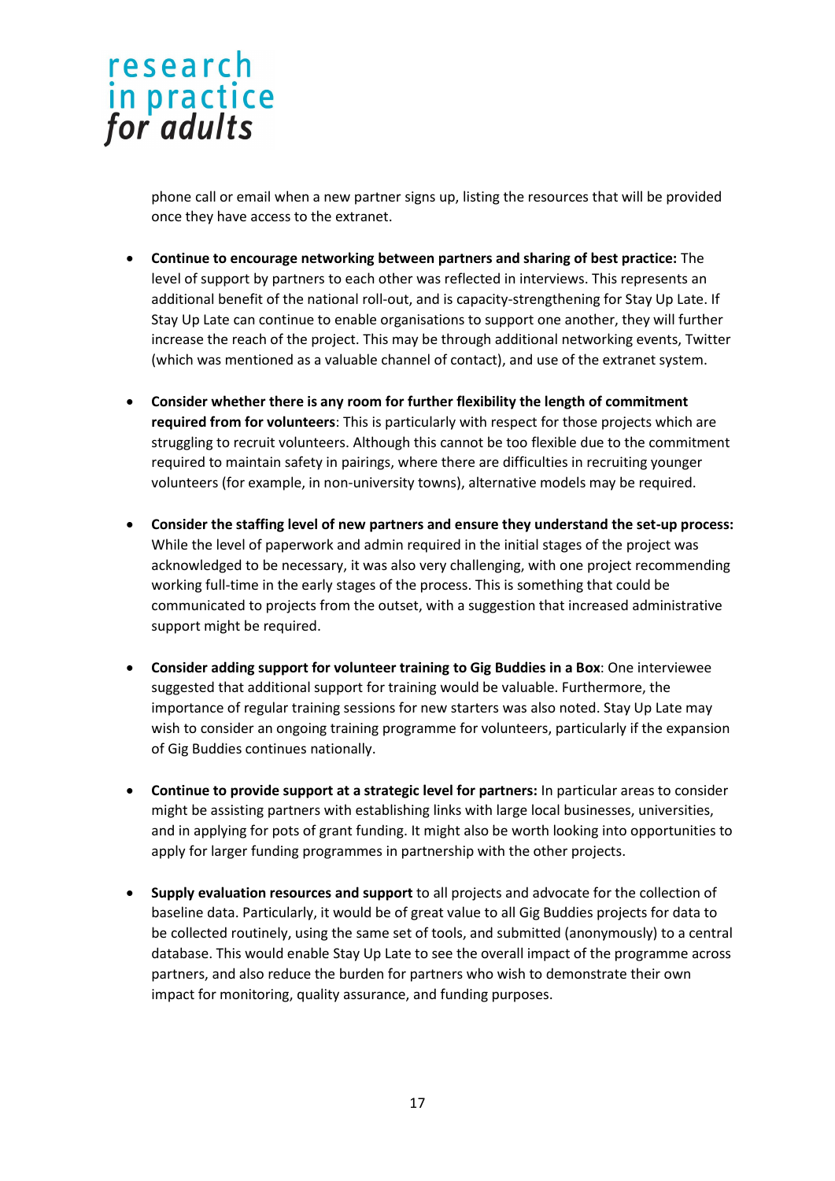phone call or email when a new partner signs up, listing the resources that will be provided once they have access to the extranet.

- **Continue to encourage networking between partners and sharing of best practice:** The level of support by partners to each other was reflected in interviews. This represents an additional benefit of the national roll-out, and is capacity-strengthening for Stay Up Late. If Stay Up Late can continue to enable organisations to support one another, they will further increase the reach of the project. This may be through additional networking events, Twitter (which was mentioned as a valuable channel of contact), and use of the extranet system.

- **Consider whether there is any room for further flexibility the length of commitment required from for volunteers**: This is particularly with respect for those projects which are struggling to recruit volunteers. Although this cannot be too flexible due to the commitment required to maintain safety in pairings, where there are difficulties in recruiting younger volunteers (for example, in non-university towns), alternative models may be required.

- **Consider the staffing level of new partners and ensure they understand the set-up process:** While the level of paperwork and admin required in the initial stages of the project was acknowledged to be necessary, it was also very challenging, with one project recommending working full-time in the early stages of the process. This is something that could be communicated to projects from the outset, with a suggestion that increased administrative support might be required.

- **Consider adding support for volunteer training to Gig Buddies in a Box**: One interviewee suggested that additional support for training would be valuable. Furthermore, the importance of regular training sessions for new starters was also noted. Stay Up Late may wish to consider an ongoing training programme for volunteers, particularly if the expansion of Gig Buddies continues nationally.

- **Continue to provide support at a strategic level for partners:** In particular areas to consider might be assisting partners with establishing links with large local businesses, universities, and in applying for pots of grant funding. It might also be worth looking into opportunities to apply for larger funding programmes in partnership with the other projects.

- **Supply evaluation resources and support** to all projects and advocate for the collection of baseline data. Particularly, it would be of great value to all Gig Buddies projects for data to be collected routinely, using the same set of tools, and submitted (anonymously) to a central database. This would enable Stay Up Late to see the overall impact of the programme across partners, and also reduce the burden for partners who wish to demonstrate their own impact for monitoring, quality assurance, and funding purposes.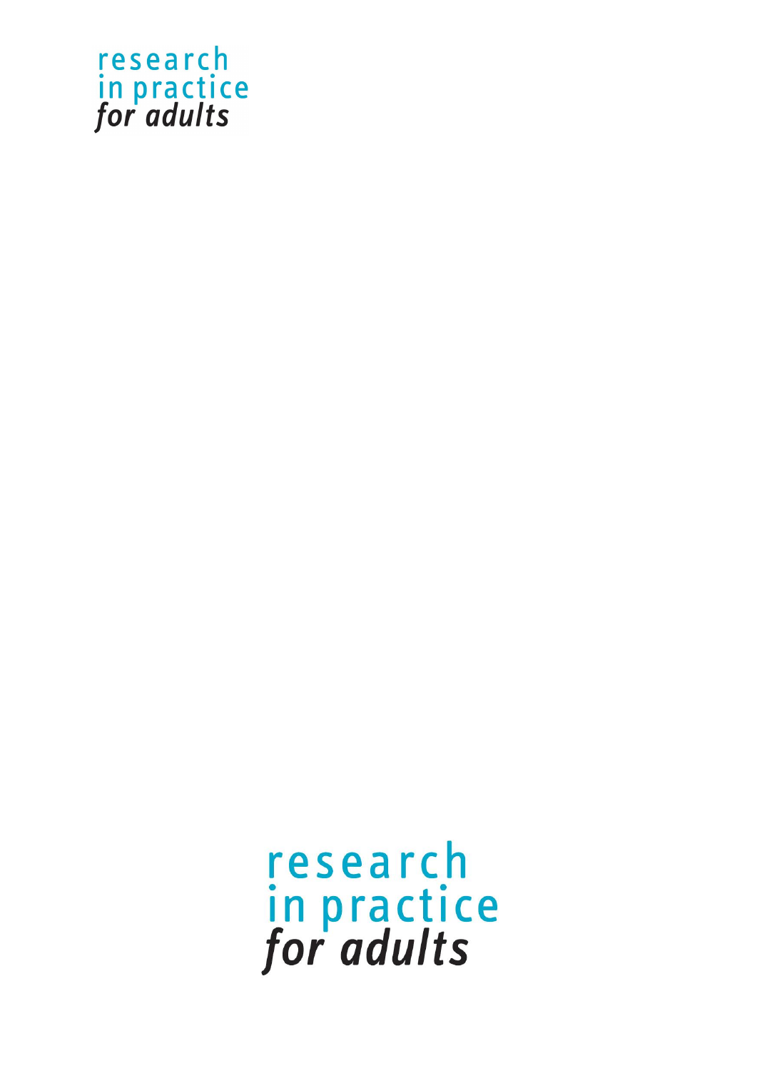research in practice *for adults*

research in practice *for adults*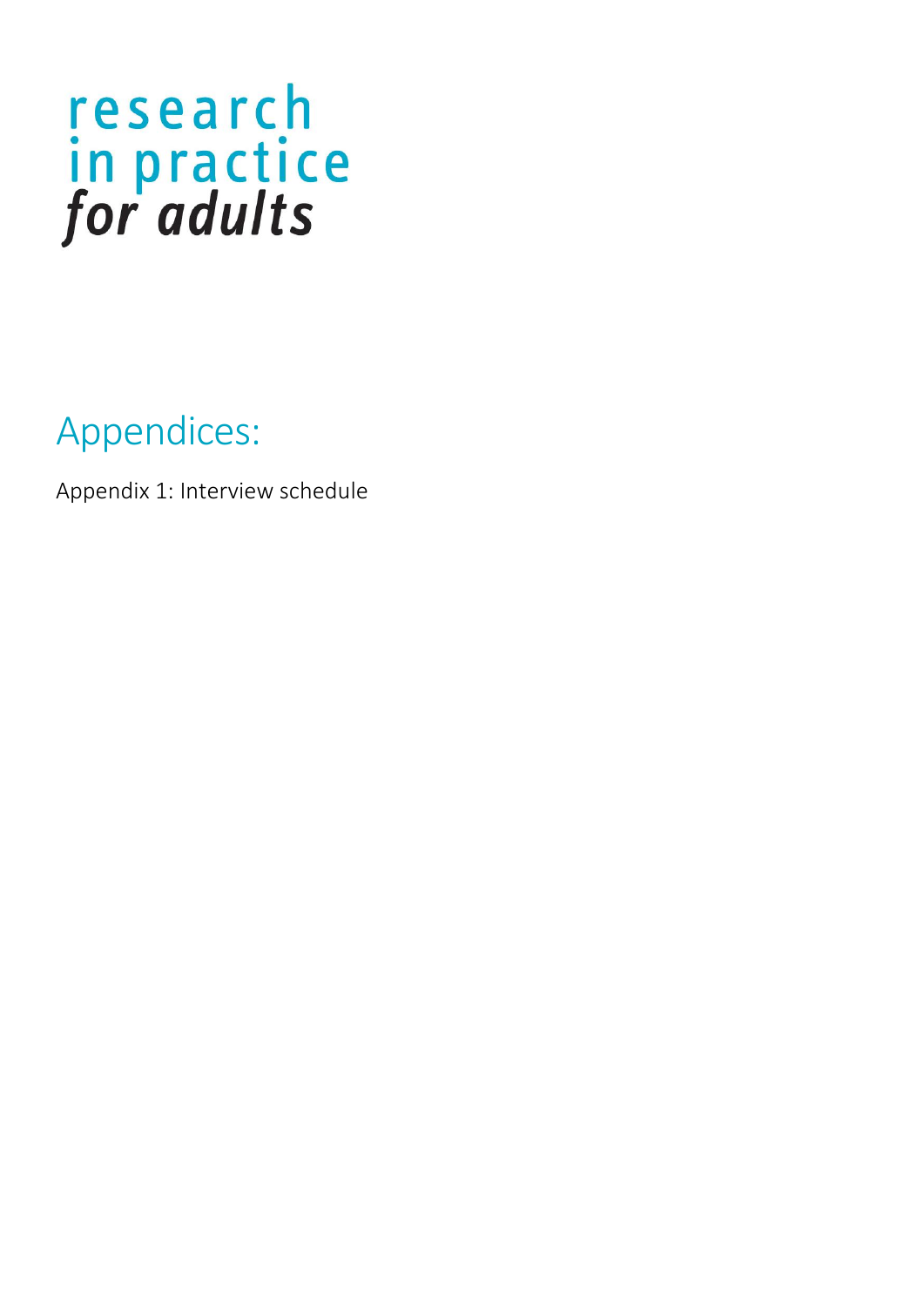research
in practice
*for adults*

# Appendices:

Appendix 1: Interview schedule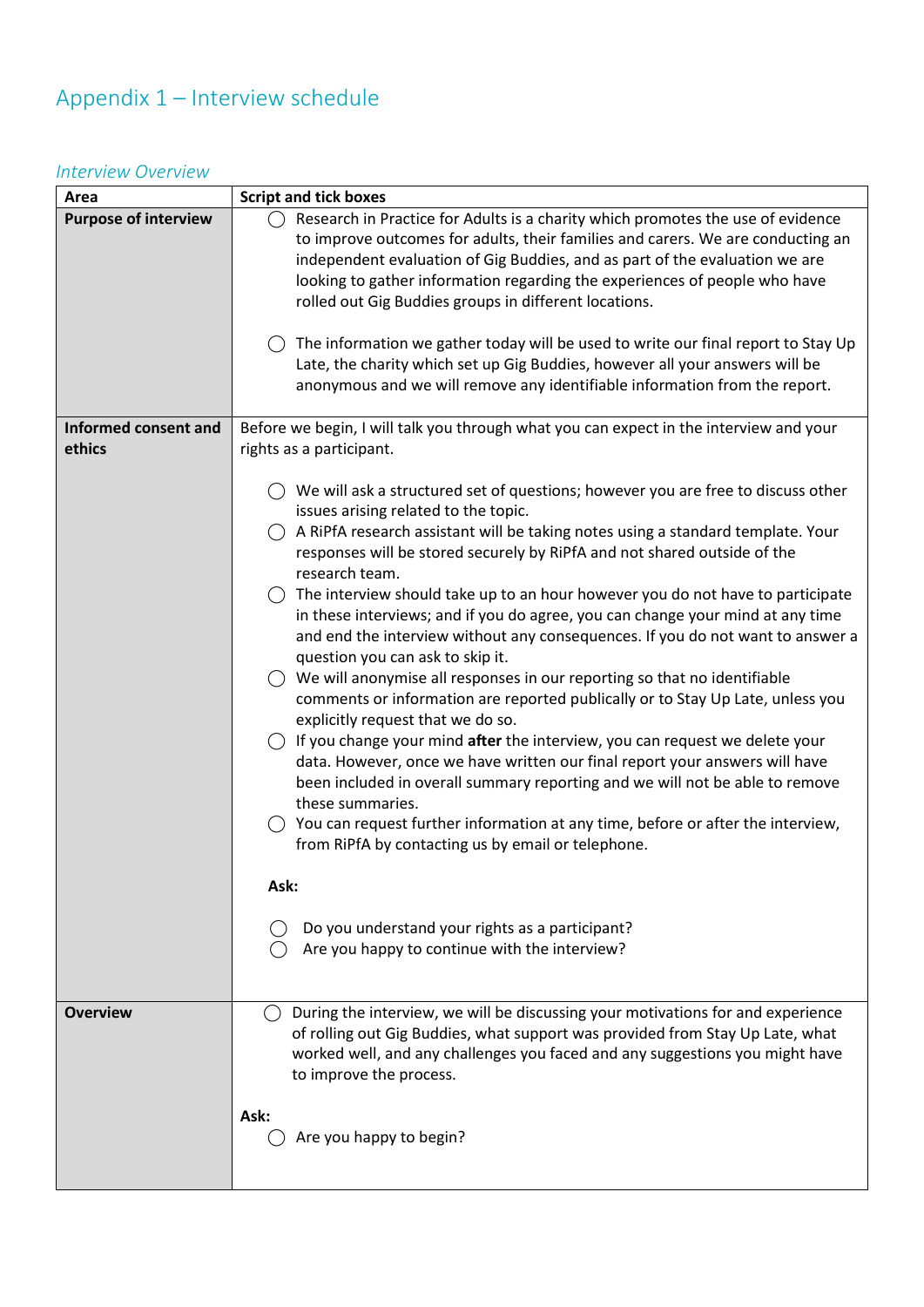## Appendix 1 – Interview schedule

### *Interview Overview*

| Area | Script and tick boxes |
|---|---|
| **Purpose of interview** | ◯ Research in Practice for Adults is a charity which promotes the use of evidence to improve outcomes for adults, their families and carers. We are conducting an independent evaluation of Gig Buddies, and as part of the evaluation we are looking to gather information regarding the experiences of people who have rolled out Gig Buddies groups in different locations.<br><br>◯ The information we gather today will be used to write our final report to Stay Up Late, the charity which set up Gig Buddies, however all your answers will be anonymous and we will remove any identifiable information from the report. |
| **Informed consent and ethics** | Before we begin, I will talk you through what you can expect in the interview and your rights as a participant.<br><br>◯ We will ask a structured set of questions; however you are free to discuss other issues arising related to the topic.<br>◯ A RiPfA research assistant will be taking notes using a standard template. Your responses will be stored securely by RiPfA and not shared outside of the research team.<br>◯ The interview should take up to an hour however you do not have to participate in these interviews; and if you do agree, you can change your mind at any time and end the interview without any consequences. If you do not want to answer a question you can ask to skip it.<br>◯ We will anonymise all responses in our reporting so that no identifiable comments or information are reported publically or to Stay Up Late, unless you explicitly request that we do so.<br>◯ If you change your mind **after** the interview, you can request we delete your data. However, once we have written our final report your answers will have been included in overall summary reporting and we will not be able to remove these summaries.<br>◯ You can request further information at any time, before or after the interview, from RiPfA by contacting us by email or telephone.<br><br>**Ask:**<br><br>◯ Do you understand your rights as a participant?<br>◯ Are you happy to continue with the interview? |
| **Overview** | ◯ During the interview, we will be discussing your motivations for and experience of rolling out Gig Buddies, what support was provided from Stay Up Late, what worked well, and any challenges you faced and any suggestions you might have to improve the process.<br><br>**Ask:**<br>◯ Are you happy to begin? |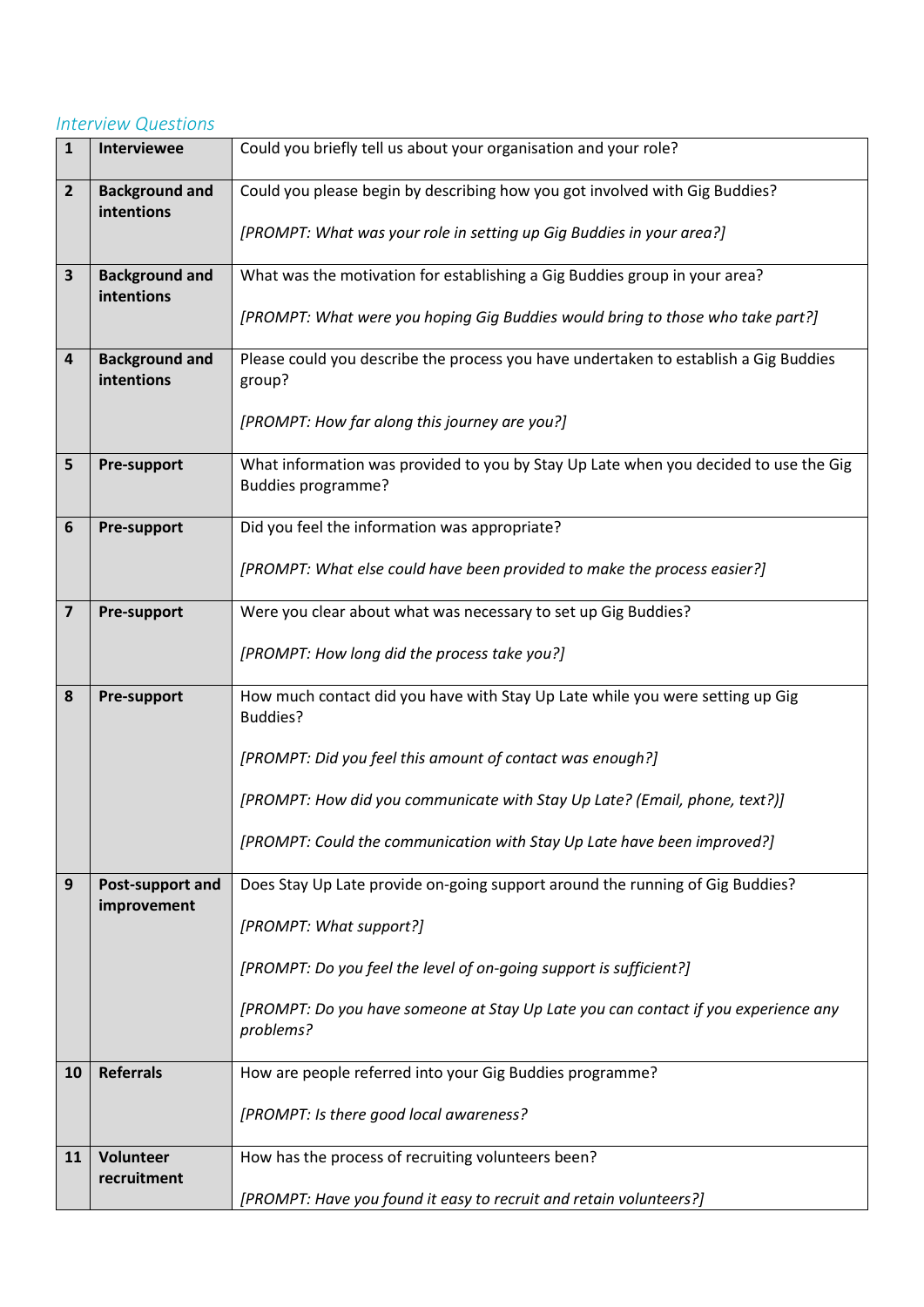*Interview Questions*

| | | |
|---|---|---|
| **1** | **Interviewee** | Could you briefly tell us about your organisation and your role? |
| **2** | **Background and intentions** | Could you please begin by describing how you got involved with Gig Buddies?<br><br>*[PROMPT: What was your role in setting up Gig Buddies in your area?]* |
| **3** | **Background and intentions** | What was the motivation for establishing a Gig Buddies group in your area?<br><br>*[PROMPT: What were you hoping Gig Buddies would bring to those who take part?]* |
| **4** | **Background and intentions** | Please could you describe the process you have undertaken to establish a Gig Buddies group?<br><br>*[PROMPT: How far along this journey are you?]* |
| **5** | **Pre-support** | What information was provided to you by Stay Up Late when you decided to use the Gig Buddies programme? |
| **6** | **Pre-support** | Did you feel the information was appropriate?<br><br>*[PROMPT: What else could have been provided to make the process easier?]* |
| **7** | **Pre-support** | Were you clear about what was necessary to set up Gig Buddies?<br><br>*[PROMPT: How long did the process take you?]* |
| **8** | **Pre-support** | How much contact did you have with Stay Up Late while you were setting up Gig Buddies?<br><br>*[PROMPT: Did you feel this amount of contact was enough?]*<br><br>*[PROMPT: How did you communicate with Stay Up Late? (Email, phone, text?)]*<br><br>*[PROMPT: Could the communication with Stay Up Late have been improved?]* |
| **9** | **Post-support and improvement** | Does Stay Up Late provide on-going support around the running of Gig Buddies?<br><br>*[PROMPT: What support?]*<br><br>*[PROMPT: Do you feel the level of on-going support is sufficient?]*<br><br>*[PROMPT: Do you have someone at Stay Up Late you can contact if you experience any problems?* |
| **10** | **Referrals** | How are people referred into your Gig Buddies programme?<br><br>*[PROMPT: Is there good local awareness?* |
| **11** | **Volunteer recruitment** | How has the process of recruiting volunteers been?<br><br>*[PROMPT: Have you found it easy to recruit and retain volunteers?]* |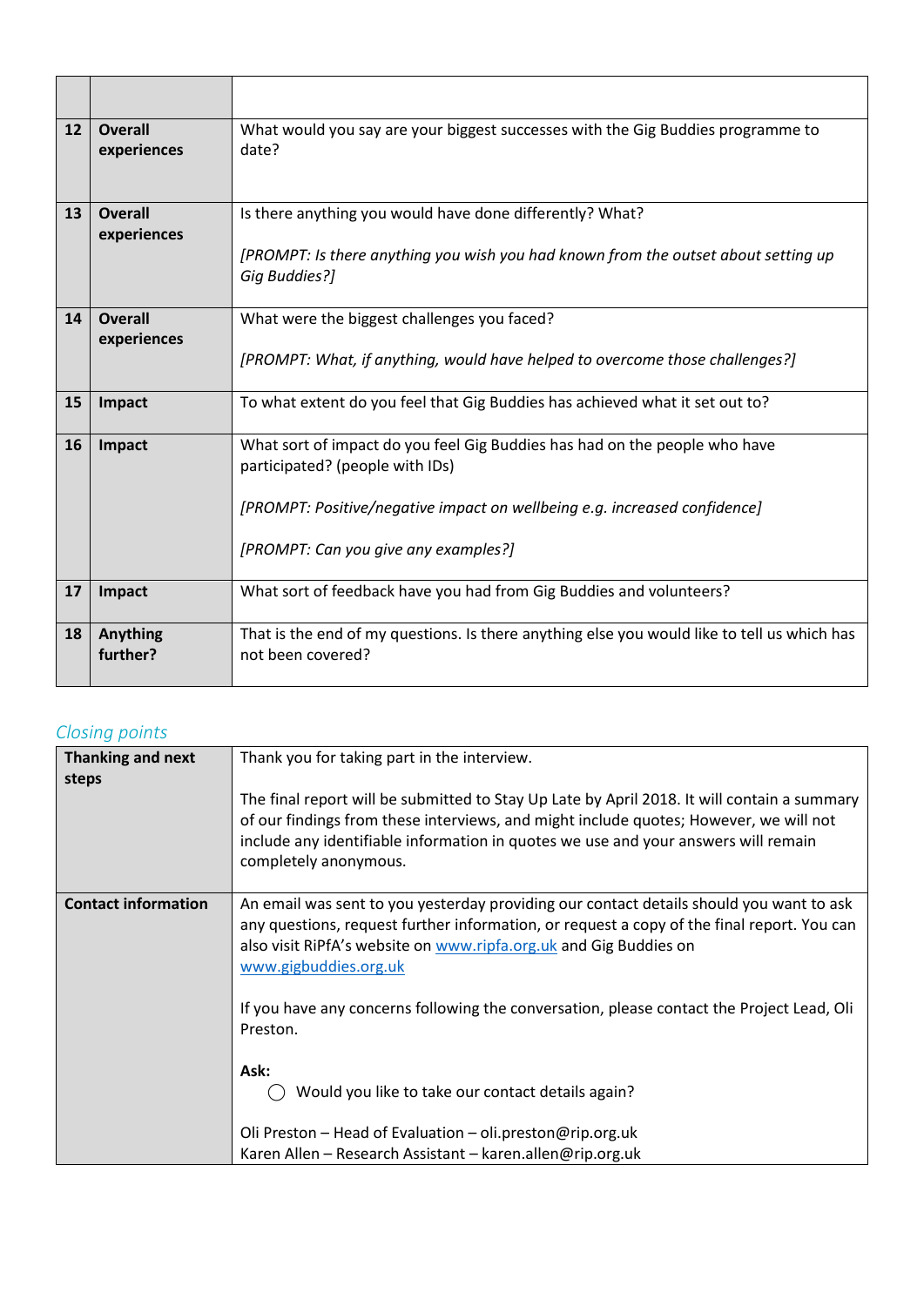| | | |
|---|---|---|
| | | |
| 12 | **Overall experiences** | What would you say are your biggest successes with the Gig Buddies programme to date? |
| 13 | **Overall experiences** | Is there anything you would have done differently? What?<br><br>*[PROMPT: Is there anything you wish you had known from the outset about setting up Gig Buddies?]* |
| 14 | **Overall experiences** | What were the biggest challenges you faced?<br><br>*[PROMPT: What, if anything, would have helped to overcome those challenges?]* |
| 15 | **Impact** | To what extent do you feel that Gig Buddies has achieved what it set out to? |
| 16 | **Impact** | What sort of impact do you feel Gig Buddies has had on the people who have participated? (people with IDs)<br><br>*[PROMPT: Positive/negative impact on wellbeing e.g. increased confidence]*<br><br>*[PROMPT: Can you give any examples?]* |
| 17 | **Impact** | What sort of feedback have you had from Gig Buddies and volunteers? |
| 18 | **Anything further?** | That is the end of my questions. Is there anything else you would like to tell us which has not been covered? |

## *Closing points*

| | |
|---|---|
| **Thanking and next steps** | Thank you for taking part in the interview.<br><br>The final report will be submitted to Stay Up Late by April 2018. It will contain a summary of our findings from these interviews, and might include quotes; However, we will not include any identifiable information in quotes we use and your answers will remain completely anonymous. |
| **Contact information** | An email was sent to you yesterday providing our contact details should you want to ask any questions, request further information, or request a copy of the final report. You can also visit RiPfA's website on www.ripfa.org.uk and Gig Buddies on www.gigbuddies.org.uk<br><br>If you have any concerns following the conversation, please contact the Project Lead, Oli Preston.<br><br>**Ask:**<br>◯ Would you like to take our contact details again?<br><br>Oli Preston – Head of Evaluation – oli.preston@rip.org.uk<br>Karen Allen – Research Assistant – karen.allen@rip.org.uk |